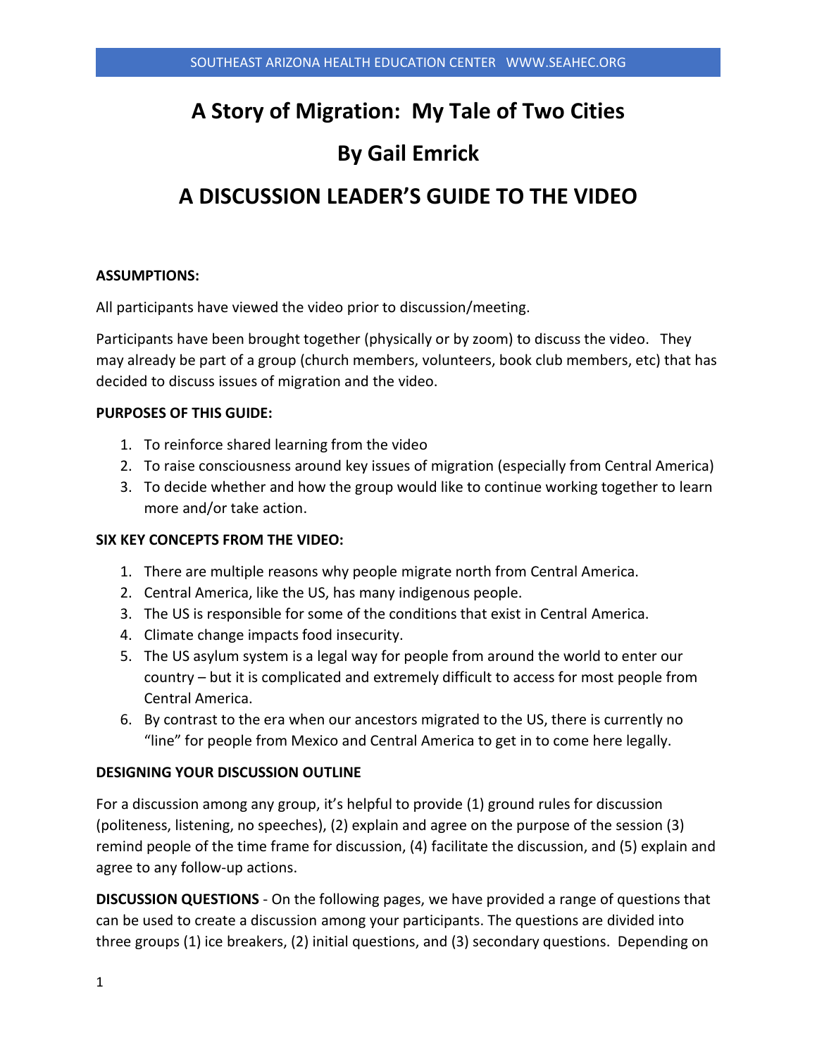# A Story of Migration: My Tale of Two Cities

# By Gail Emrick

# A DISCUSSION LEADER'S GUIDE TO THE VIDEO

**ASSUMPTIONS:**

All participants have viewed the video prior to discussion/meeting.

Participants have been brought together (physically or by zoom) to discuss the video. They may already be part of a group (church members, volunteers, book club members, etc) that has decided to discuss issues of migration and the video.

**PURPOSES OF THIS GUIDE:**

1. To reinforce shared learning from the video
2. To raise consciousness around key issues of migration (especially from Central America)
3. To decide whether and how the group would like to continue working together to learn more and/or take action.

**SIX KEY CONCEPTS FROM THE VIDEO:**

1. There are multiple reasons why people migrate north from Central America.
2. Central America, like the US, has many indigenous people.
3. The US is responsible for some of the conditions that exist in Central America.
4. Climate change impacts food insecurity.
5. The US asylum system is a legal way for people from around the world to enter our country – but it is complicated and extremely difficult to access for most people from Central America.
6. By contrast to the era when our ancestors migrated to the US, there is currently no "line" for people from Mexico and Central America to get in to come here legally.

**DESIGNING YOUR DISCUSSION OUTLINE**

For a discussion among any group, it's helpful to provide (1) ground rules for discussion (politeness, listening, no speeches), (2) explain and agree on the purpose of the session (3) remind people of the time frame for discussion, (4) facilitate the discussion, and (5) explain and agree to any follow-up actions.

**DISCUSSION QUESTIONS** - On the following pages, we have provided a range of questions that can be used to create a discussion among your participants. The questions are divided into three groups (1) ice breakers, (2) initial questions, and (3) secondary questions. Depending on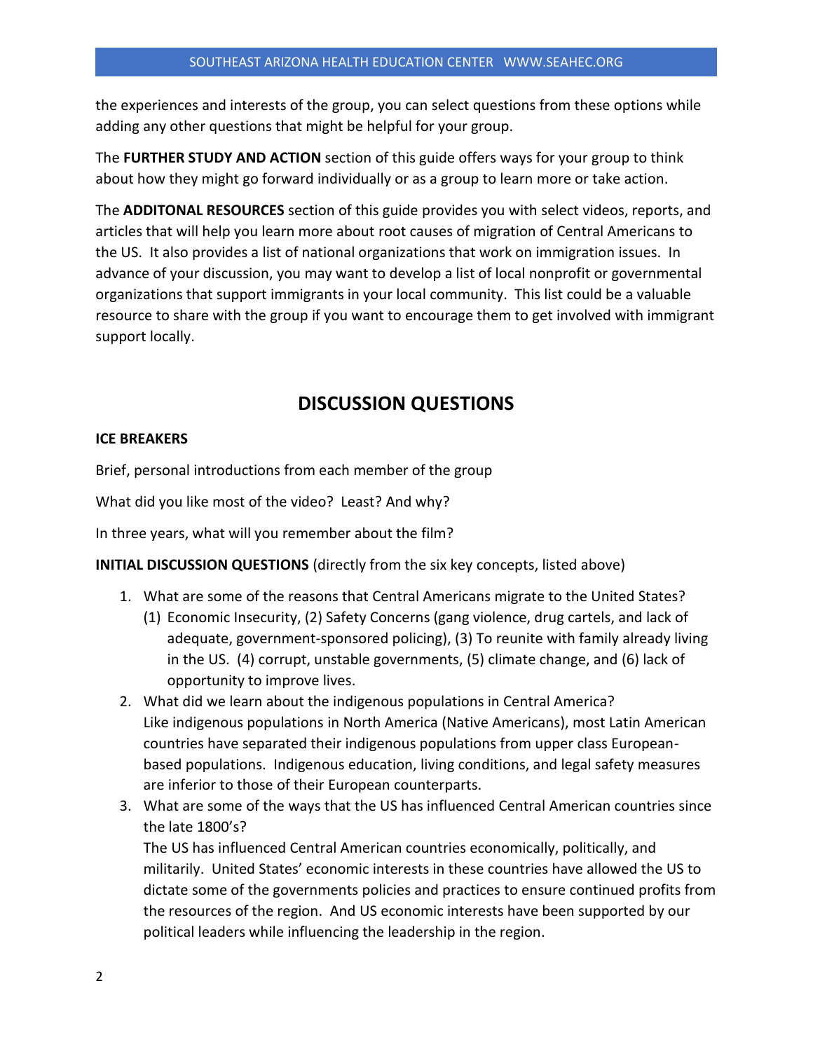the experiences and interests of the group, you can select questions from these options while adding any other questions that might be helpful for your group.

The **FURTHER STUDY AND ACTION** section of this guide offers ways for your group to think about how they might go forward individually or as a group to learn more or take action.

The **ADDITONAL RESOURCES** section of this guide provides you with select videos, reports, and articles that will help you learn more about root causes of migration of Central Americans to the US. It also provides a list of national organizations that work on immigration issues. In advance of your discussion, you may want to develop a list of local nonprofit or governmental organizations that support immigrants in your local community. This list could be a valuable resource to share with the group if you want to encourage them to get involved with immigrant support locally.

## DISCUSSION QUESTIONS

**ICE BREAKERS**

Brief, personal introductions from each member of the group

What did you like most of the video? Least? And why?

In three years, what will you remember about the film?

**INITIAL DISCUSSION QUESTIONS** (directly from the six key concepts, listed above)

1. What are some of the reasons that Central Americans migrate to the United States?
   (1) Economic Insecurity, (2) Safety Concerns (gang violence, drug cartels, and lack of adequate, government-sponsored policing), (3) To reunite with family already living in the US. (4) corrupt, unstable governments, (5) climate change, and (6) lack of opportunity to improve lives.
2. What did we learn about the indigenous populations in Central America?
   Like indigenous populations in North America (Native Americans), most Latin American countries have separated their indigenous populations from upper class European-based populations. Indigenous education, living conditions, and legal safety measures are inferior to those of their European counterparts.
3. What are some of the ways that the US has influenced Central American countries since the late 1800's?
   The US has influenced Central American countries economically, politically, and militarily. United States' economic interests in these countries have allowed the US to dictate some of the governments policies and practices to ensure continued profits from the resources of the region. And US economic interests have been supported by our political leaders while influencing the leadership in the region.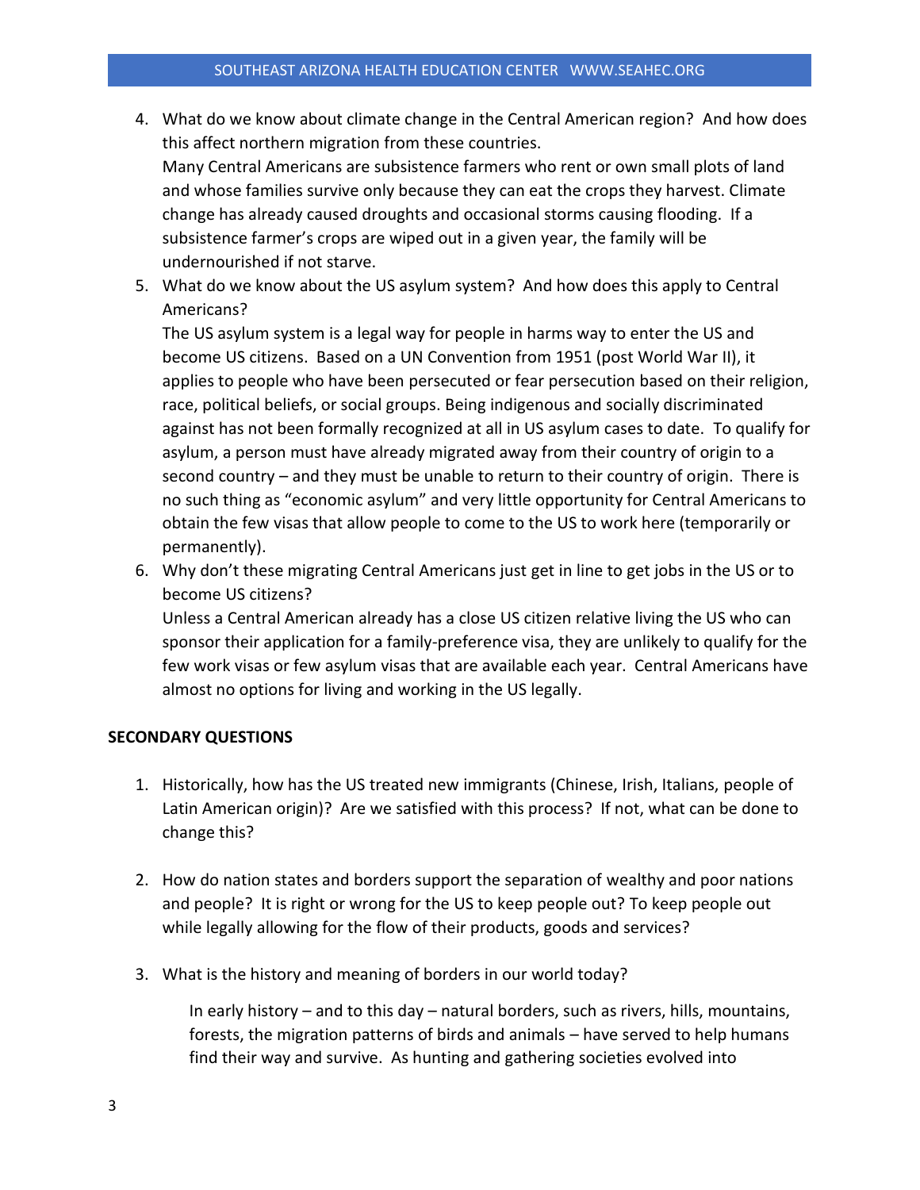4. What do we know about climate change in the Central American region? And how does this affect northern migration from these countries.
   Many Central Americans are subsistence farmers who rent or own small plots of land and whose families survive only because they can eat the crops they harvest. Climate change has already caused droughts and occasional storms causing flooding. If a subsistence farmer's crops are wiped out in a given year, the family will be undernourished if not starve.
5. What do we know about the US asylum system? And how does this apply to Central Americans?
   The US asylum system is a legal way for people in harms way to enter the US and become US citizens. Based on a UN Convention from 1951 (post World War II), it applies to people who have been persecuted or fear persecution based on their religion, race, political beliefs, or social groups. Being indigenous and socially discriminated against has not been formally recognized at all in US asylum cases to date. To qualify for asylum, a person must have already migrated away from their country of origin to a second country – and they must be unable to return to their country of origin. There is no such thing as "economic asylum" and very little opportunity for Central Americans to obtain the few visas that allow people to come to the US to work here (temporarily or permanently).
6. Why don't these migrating Central Americans just get in line to get jobs in the US or to become US citizens?
   Unless a Central American already has a close US citizen relative living the US who can sponsor their application for a family-preference visa, they are unlikely to qualify for the few work visas or few asylum visas that are available each year. Central Americans have almost no options for living and working in the US legally.

**SECONDARY QUESTIONS**

1. Historically, how has the US treated new immigrants (Chinese, Irish, Italians, people of Latin American origin)? Are we satisfied with this process? If not, what can be done to change this?

2. How do nation states and borders support the separation of wealthy and poor nations and people? It is right or wrong for the US to keep people out? To keep people out while legally allowing for the flow of their products, goods and services?

3. What is the history and meaning of borders in our world today?

   In early history – and to this day – natural borders, such as rivers, hills, mountains, forests, the migration patterns of birds and animals – have served to help humans find their way and survive. As hunting and gathering societies evolved into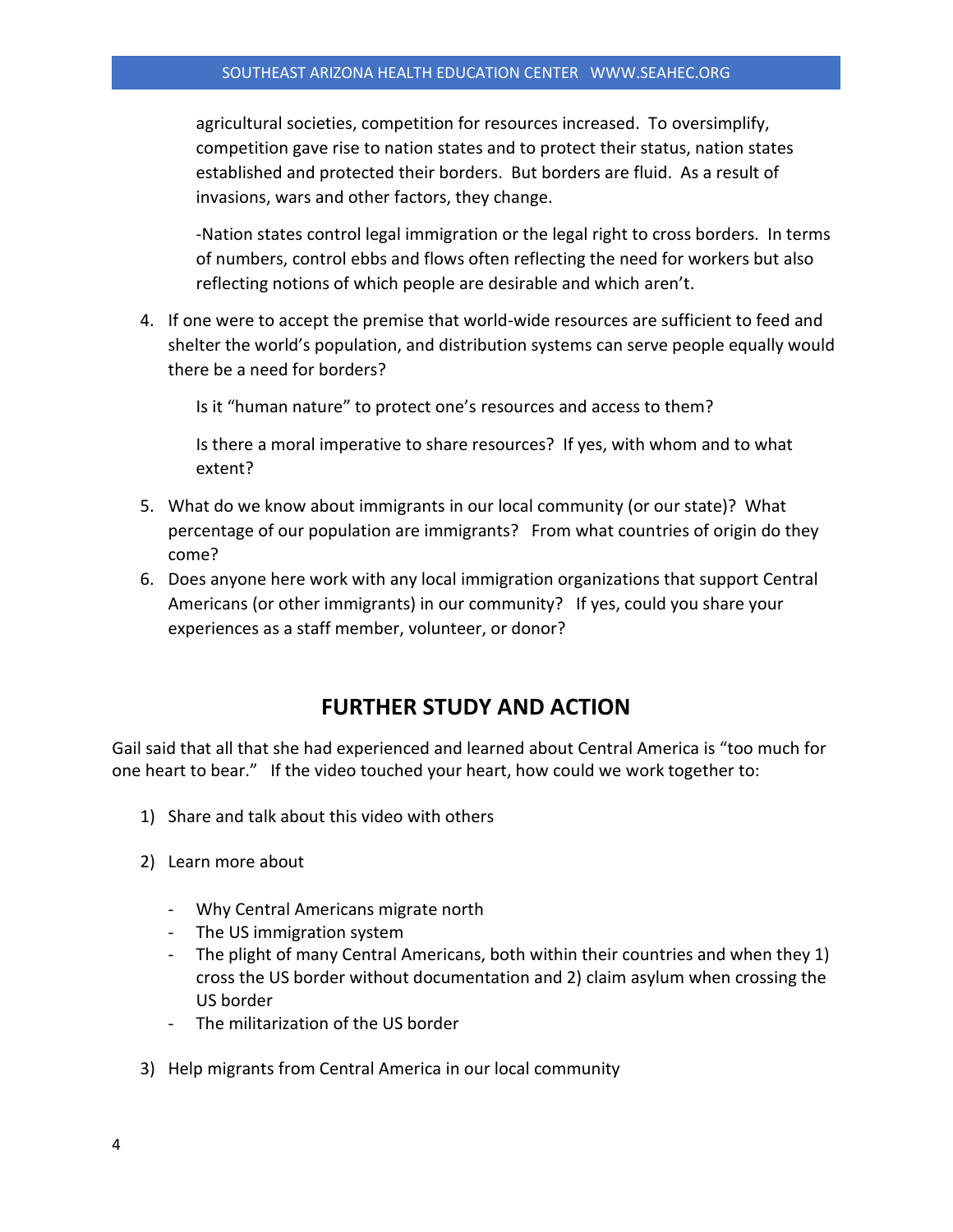agricultural societies, competition for resources increased. To oversimplify, competition gave rise to nation states and to protect their status, nation states established and protected their borders. But borders are fluid. As a result of invasions, wars and other factors, they change.

-Nation states control legal immigration or the legal right to cross borders. In terms of numbers, control ebbs and flows often reflecting the need for workers but also reflecting notions of which people are desirable and which aren't.

4. If one were to accept the premise that world-wide resources are sufficient to feed and shelter the world's population, and distribution systems can serve people equally would there be a need for borders?

   Is it "human nature" to protect one's resources and access to them?

   Is there a moral imperative to share resources? If yes, with whom and to what extent?

5. What do we know about immigrants in our local community (or our state)? What percentage of our population are immigrants? From what countries of origin do they come?
6. Does anyone here work with any local immigration organizations that support Central Americans (or other immigrants) in our community? If yes, could you share your experiences as a staff member, volunteer, or donor?

## FURTHER STUDY AND ACTION

Gail said that all that she had experienced and learned about Central America is "too much for one heart to bear." If the video touched your heart, how could we work together to:

1) Share and talk about this video with others

2) Learn more about

   - Why Central Americans migrate north
   - The US immigration system
   - The plight of many Central Americans, both within their countries and when they 1) cross the US border without documentation and 2) claim asylum when crossing the US border
   - The militarization of the US border

3) Help migrants from Central America in our local community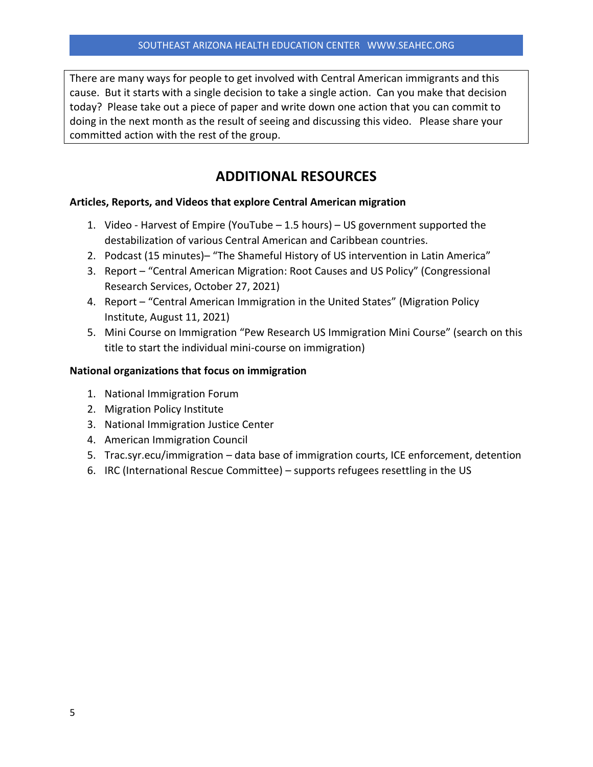There are many ways for people to get involved with Central American immigrants and this cause. But it starts with a single decision to take a single action. Can you make that decision today? Please take out a piece of paper and write down one action that you can commit to doing in the next month as the result of seeing and discussing this video. Please share your committed action with the rest of the group.

## ADDITIONAL RESOURCES

**Articles, Reports, and Videos that explore Central American migration**

1. Video - Harvest of Empire (YouTube – 1.5 hours) – US government supported the destabilization of various Central American and Caribbean countries.
2. Podcast (15 minutes)– "The Shameful History of US intervention in Latin America"
3. Report – "Central American Migration: Root Causes and US Policy" (Congressional Research Services, October 27, 2021)
4. Report – "Central American Immigration in the United States" (Migration Policy Institute, August 11, 2021)
5. Mini Course on Immigration "Pew Research US Immigration Mini Course" (search on this title to start the individual mini-course on immigration)

**National organizations that focus on immigration**

1. National Immigration Forum
2. Migration Policy Institute
3. National Immigration Justice Center
4. American Immigration Council
5. Trac.syr.ecu/immigration – data base of immigration courts, ICE enforcement, detention
6. IRC (International Rescue Committee) – supports refugees resettling in the US